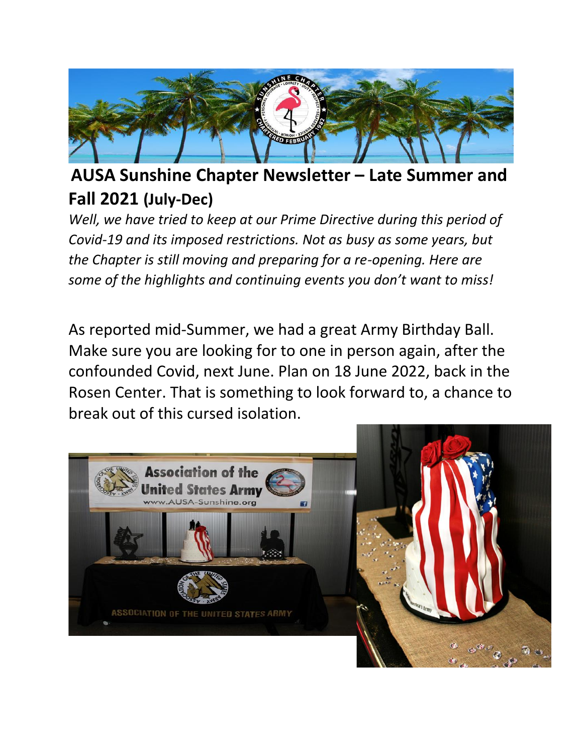# AUSA Sunshine Chapter Newsletter – Late Summer and Fall 2021 (July-Dec)

*Well, we have tried to keep at our Prime Directive during this period of Covid-19 and its imposed restrictions. Not as busy as some years, but the Chapter is still moving and preparing for a re-opening. Here are some of the highlights and continuing events you don't want to miss!*

As reported mid-Summer, we had a great Army Birthday Ball. Make sure you are looking for to one in person again, after the confounded Covid, next June. Plan on 18 June 2022, back in the Rosen Center. That is something to look forward to, a chance to break out of this cursed isolation.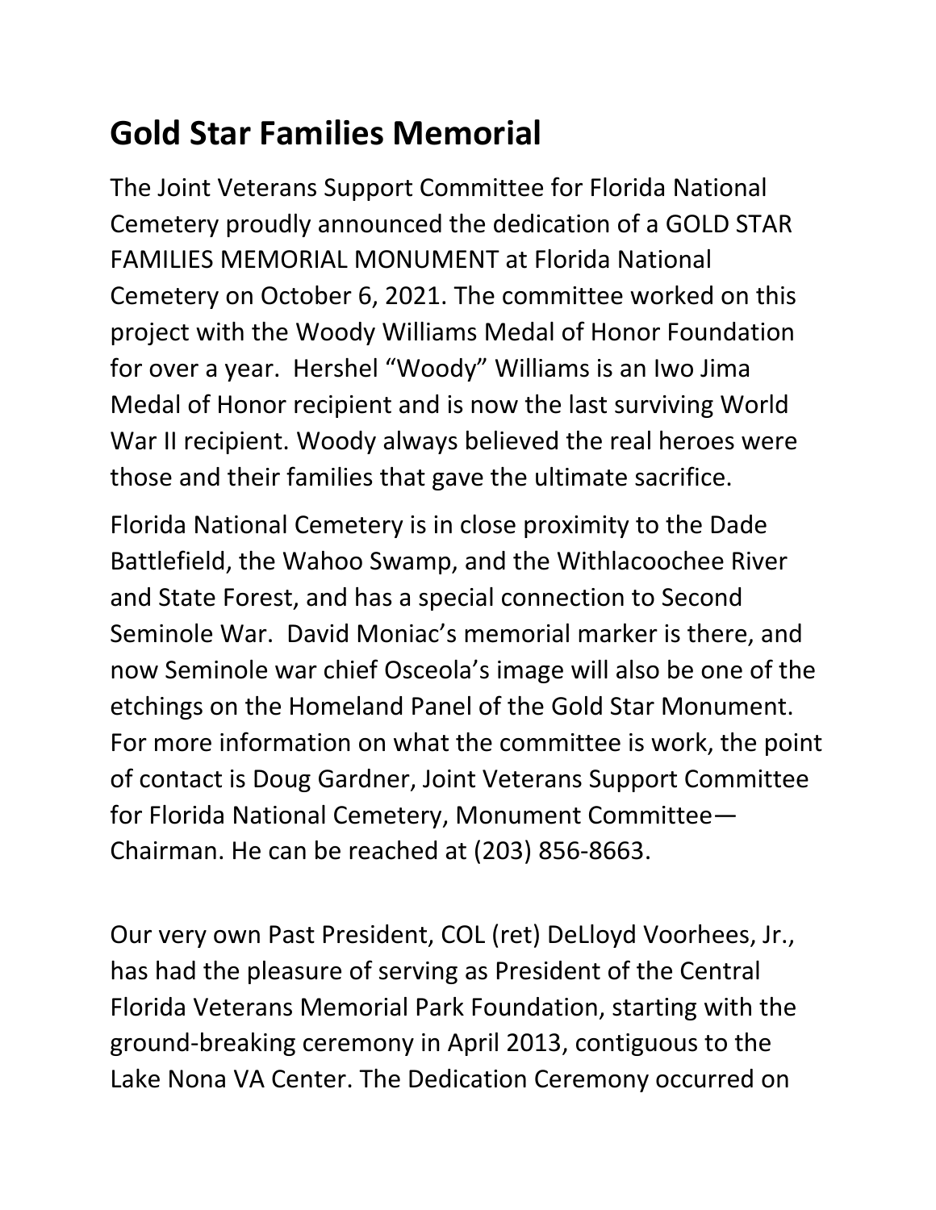# Gold Star Families Memorial

The Joint Veterans Support Committee for Florida National Cemetery proudly announced the dedication of a GOLD STAR FAMILIES MEMORIAL MONUMENT at Florida National Cemetery on October 6, 2021. The committee worked on this project with the Woody Williams Medal of Honor Foundation for over a year. Hershel "Woody" Williams is an Iwo Jima Medal of Honor recipient and is now the last surviving World War II recipient. Woody always believed the real heroes were those and their families that gave the ultimate sacrifice.

Florida National Cemetery is in close proximity to the Dade Battlefield, the Wahoo Swamp, and the Withlacoochee River and State Forest, and has a special connection to Second Seminole War. David Moniac's memorial marker is there, and now Seminole war chief Osceola's image will also be one of the etchings on the Homeland Panel of the Gold Star Monument. For more information on what the committee is work, the point of contact is Doug Gardner, Joint Veterans Support Committee for Florida National Cemetery, Monument Committee—Chairman. He can be reached at (203) 856-8663.

Our very own Past President, COL (ret) DeLloyd Voorhees, Jr., has had the pleasure of serving as President of the Central Florida Veterans Memorial Park Foundation, starting with the ground-breaking ceremony in April 2013, contiguous to the Lake Nona VA Center. The Dedication Ceremony occurred on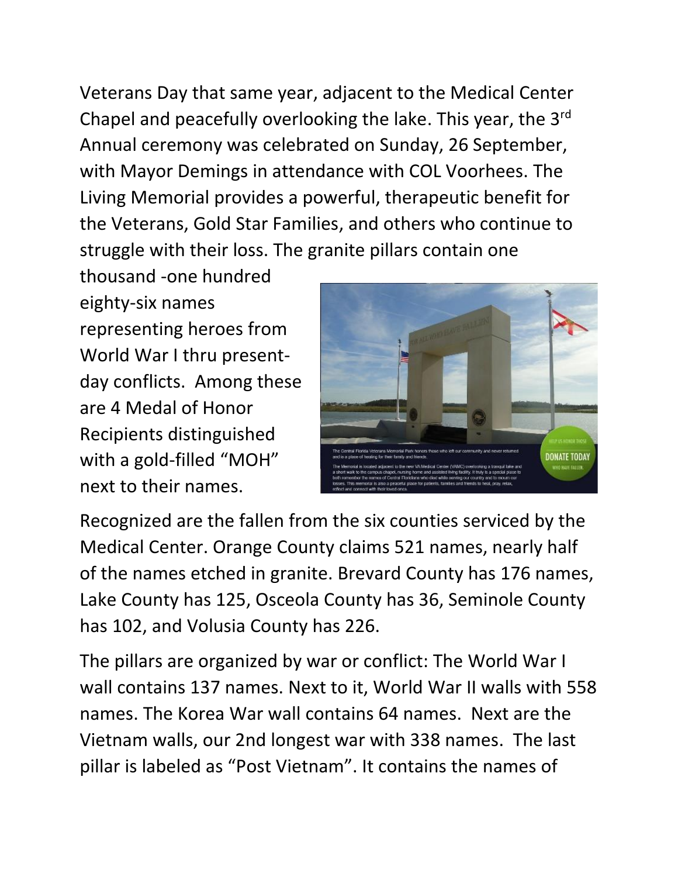Veterans Day that same year, adjacent to the Medical Center Chapel and peacefully overlooking the lake. This year, the 3rd Annual ceremony was celebrated on Sunday, 26 September, with Mayor Demings in attendance with COL Voorhees. The Living Memorial provides a powerful, therapeutic benefit for the Veterans, Gold Star Families, and others who continue to struggle with their loss. The granite pillars contain one thousand -one hundred eighty-six names representing heroes from World War I thru present-day conflicts. Among these are 4 Medal of Honor Recipients distinguished with a gold-filled "MOH" next to their names.

Recognized are the fallen from the six counties serviced by the Medical Center. Orange County claims 521 names, nearly half of the names etched in granite. Brevard County has 176 names, Lake County has 125, Osceola County has 36, Seminole County has 102, and Volusia County has 226.

The pillars are organized by war or conflict: The World War I wall contains 137 names. Next to it, World War II walls with 558 names. The Korea War wall contains 64 names. Next are the Vietnam walls, our 2nd longest war with 338 names. The last pillar is labeled as "Post Vietnam". It contains the names of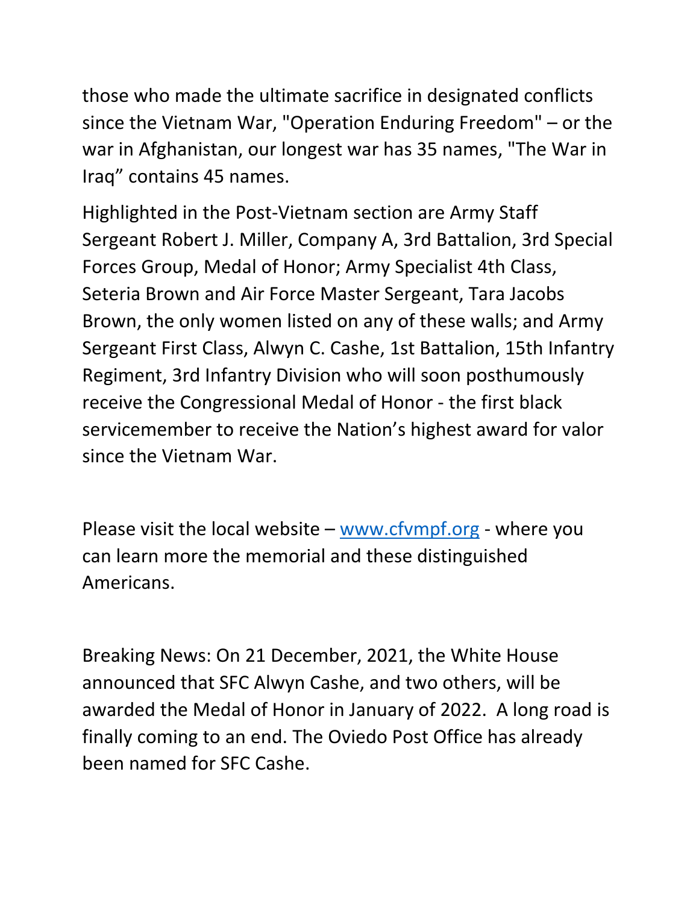those who made the ultimate sacrifice in designated conflicts since the Vietnam War, "Operation Enduring Freedom" – or the war in Afghanistan, our longest war has 35 names, "The War in Iraq" contains 45 names.

Highlighted in the Post-Vietnam section are Army Staff Sergeant Robert J. Miller, Company A, 3rd Battalion, 3rd Special Forces Group, Medal of Honor; Army Specialist 4th Class, Seteria Brown and Air Force Master Sergeant, Tara Jacobs Brown, the only women listed on any of these walls; and Army Sergeant First Class, Alwyn C. Cashe, 1st Battalion, 15th Infantry Regiment, 3rd Infantry Division who will soon posthumously receive the Congressional Medal of Honor - the first black servicemember to receive the Nation's highest award for valor since the Vietnam War.

Please visit the local website – [www.cfvmpf.org](http://www.cfvmpf.org) - where you can learn more the memorial and these distinguished Americans.

Breaking News: On 21 December, 2021, the White House announced that SFC Alwyn Cashe, and two others, will be awarded the Medal of Honor in January of 2022. A long road is finally coming to an end. The Oviedo Post Office has already been named for SFC Cashe.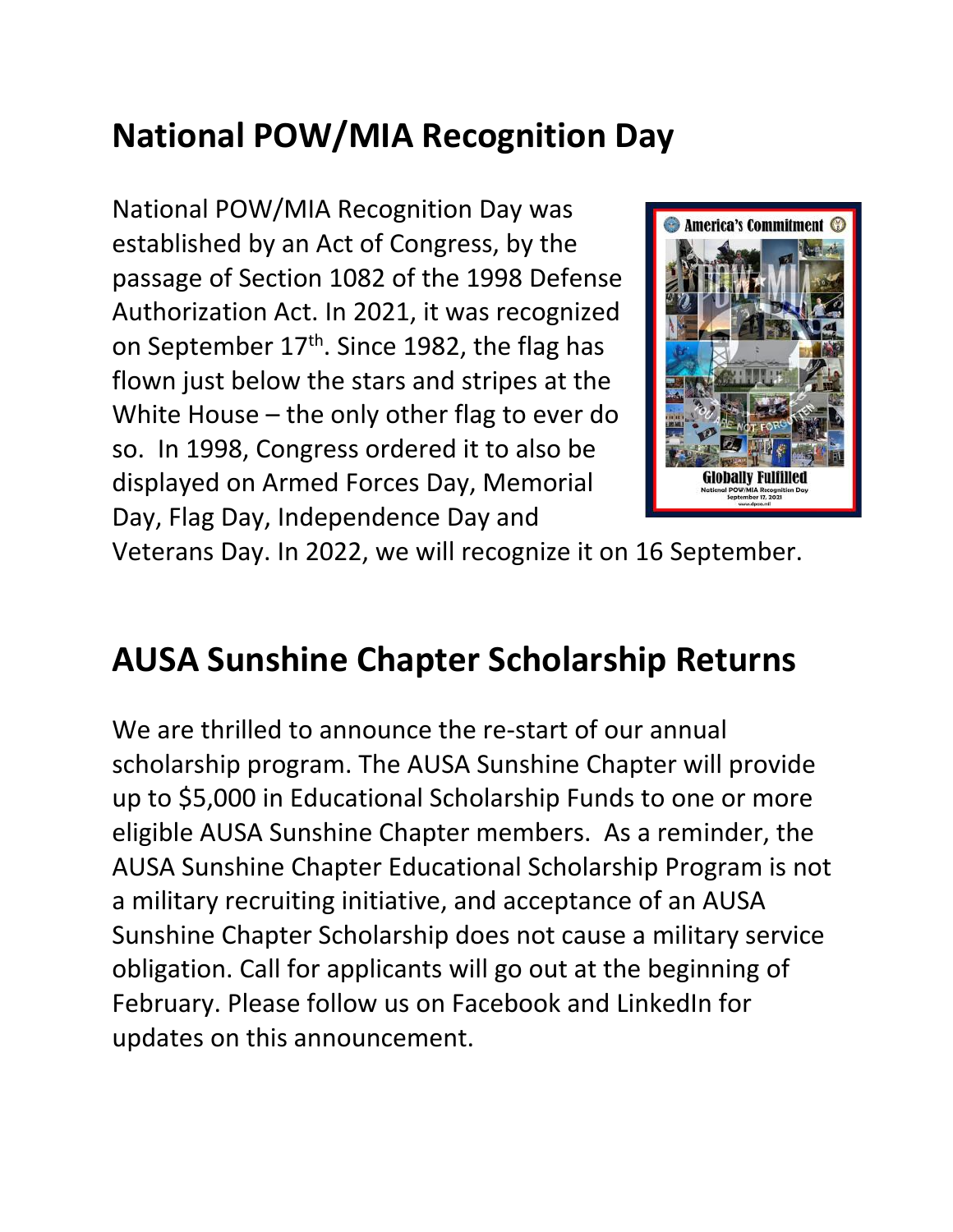## National POW/MIA Recognition Day

National POW/MIA Recognition Day was established by an Act of Congress, by the passage of Section 1082 of the 1998 Defense Authorization Act. In 2021, it was recognized on September 17th. Since 1982, the flag has flown just below the stars and stripes at the White House – the only other flag to ever do so. In 1998, Congress ordered it to also be displayed on Armed Forces Day, Memorial Day, Flag Day, Independence Day and Veterans Day. In 2022, we will recognize it on 16 September.

## AUSA Sunshine Chapter Scholarship Returns

We are thrilled to announce the re-start of our annual scholarship program. The AUSA Sunshine Chapter will provide up to $5,000 in Educational Scholarship Funds to one or more eligible AUSA Sunshine Chapter members. As a reminder, the AUSA Sunshine Chapter Educational Scholarship Program is not a military recruiting initiative, and acceptance of an AUSA Sunshine Chapter Scholarship does not cause a military service obligation. Call for applicants will go out at the beginning of February. Please follow us on Facebook and LinkedIn for updates on this announcement.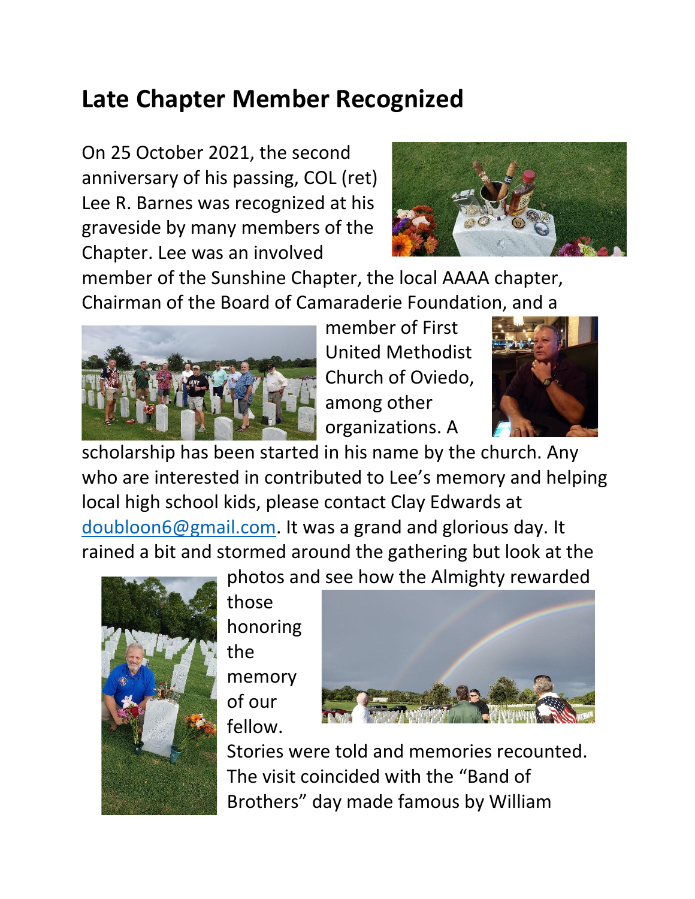# Late Chapter Member Recognized

On 25 October 2021, the second anniversary of his passing, COL (ret) Lee R. Barnes was recognized at his graveside by many members of the Chapter. Lee was an involved member of the Sunshine Chapter, the local AAAA chapter, Chairman of the Board of Camaraderie Foundation, and a member of First United Methodist Church of Oviedo, among other organizations. A scholarship has been started in his name by the church. Any who are interested in contributed to Lee's memory and helping local high school kids, please contact Clay Edwards at doubloon6@gmail.com. It was a grand and glorious day. It rained a bit and stormed around the gathering but look at the photos and see how the Almighty rewarded those honoring the memory of our fellow. Stories were told and memories recounted. The visit coincided with the "Band of Brothers" day made famous by William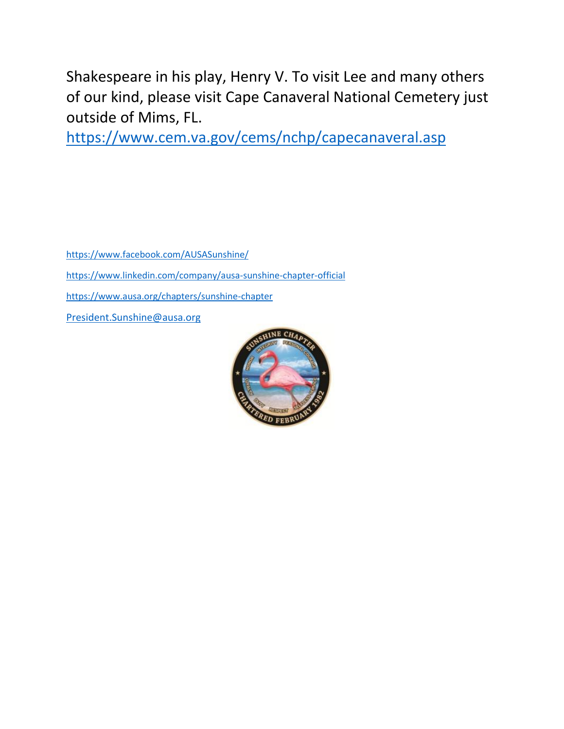Shakespeare in his play, Henry V. To visit Lee and many others of our kind, please visit Cape Canaveral National Cemetery just outside of Mims, FL.
https://www.cem.va.gov/cems/nchp/capecanaveral.asp

https://www.facebook.com/AUSASunshine/

https://www.linkedin.com/company/ausa-sunshine-chapter-official

https://www.ausa.org/chapters/sunshine-chapter

President.Sunshine@ausa.org